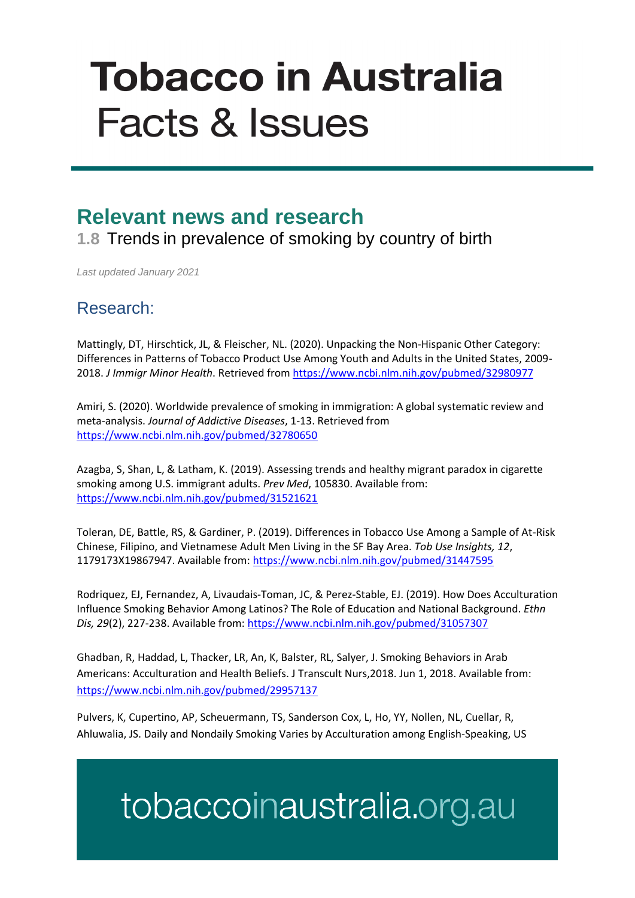# Tobacco in Australia
Facts & Issues

## Relevant news and research

### 1.8 Trends in prevalence of smoking by country of birth

*Last updated January 2021*

## Research:

Mattingly, DT, Hirschtick, JL, & Fleischer, NL. (2020). Unpacking the Non-Hispanic Other Category: Differences in Patterns of Tobacco Product Use Among Youth and Adults in the United States, 2009-2018. *J Immigr Minor Health*. Retrieved from https://www.ncbi.nlm.nih.gov/pubmed/32980977

Amiri, S. (2020). Worldwide prevalence of smoking in immigration: A global systematic review and meta-analysis. *Journal of Addictive Diseases*, 1-13. Retrieved from https://www.ncbi.nlm.nih.gov/pubmed/32780650

Azagba, S, Shan, L, & Latham, K. (2019). Assessing trends and healthy migrant paradox in cigarette smoking among U.S. immigrant adults. *Prev Med*, 105830. Available from: https://www.ncbi.nlm.nih.gov/pubmed/31521621

Toleran, DE, Battle, RS, & Gardiner, P. (2019). Differences in Tobacco Use Among a Sample of At-Risk Chinese, Filipino, and Vietnamese Adult Men Living in the SF Bay Area. *Tob Use Insights, 12*, 1179173X19867947. Available from: https://www.ncbi.nlm.nih.gov/pubmed/31447595

Rodriquez, EJ, Fernandez, A, Livaudais-Toman, JC, & Perez-Stable, EJ. (2019). How Does Acculturation Influence Smoking Behavior Among Latinos? The Role of Education and National Background. *Ethn Dis, 29*(2), 227-238. Available from: https://www.ncbi.nlm.nih.gov/pubmed/31057307

Ghadban, R, Haddad, L, Thacker, LR, An, K, Balster, RL, Salyer, J. Smoking Behaviors in Arab Americans: Acculturation and Health Beliefs. J Transcult Nurs,2018. Jun 1, 2018. Available from: https://www.ncbi.nlm.nih.gov/pubmed/29957137

Pulvers, K, Cupertino, AP, Scheuermann, TS, Sanderson Cox, L, Ho, YY, Nollen, NL, Cuellar, R, Ahluwalia, JS. Daily and Nondaily Smoking Varies by Acculturation among English-Speaking, US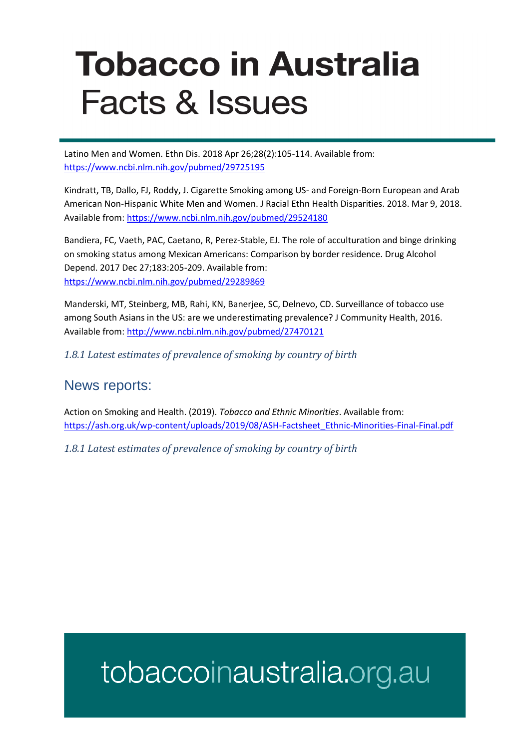Latino Men and Women. Ethn Dis. 2018 Apr 26;28(2):105-114. Available from: https://www.ncbi.nlm.nih.gov/pubmed/29725195

Kindratt, TB, Dallo, FJ, Roddy, J. Cigarette Smoking among US- and Foreign-Born European and Arab American Non-Hispanic White Men and Women. J Racial Ethn Health Disparities. 2018. Mar 9, 2018. Available from: https://www.ncbi.nlm.nih.gov/pubmed/29524180

Bandiera, FC, Vaeth, PAC, Caetano, R, Perez-Stable, EJ. The role of acculturation and binge drinking on smoking status among Mexican Americans: Comparison by border residence. Drug Alcohol Depend. 2017 Dec 27;183:205-209. Available from: https://www.ncbi.nlm.nih.gov/pubmed/29289869

Manderski, MT, Steinberg, MB, Rahi, KN, Banerjee, SC, Delnevo, CD. Surveillance of tobacco use among South Asians in the US: are we underestimating prevalence? J Community Health, 2016. Available from: http://www.ncbi.nlm.nih.gov/pubmed/27470121

*1.8.1 Latest estimates of prevalence of smoking by country of birth*

## News reports:

Action on Smoking and Health. (2019). *Tobacco and Ethnic Minorities*. Available from: https://ash.org.uk/wp-content/uploads/2019/08/ASH-Factsheet_Ethnic-Minorities-Final-Final.pdf

*1.8.1 Latest estimates of prevalence of smoking by country of birth*